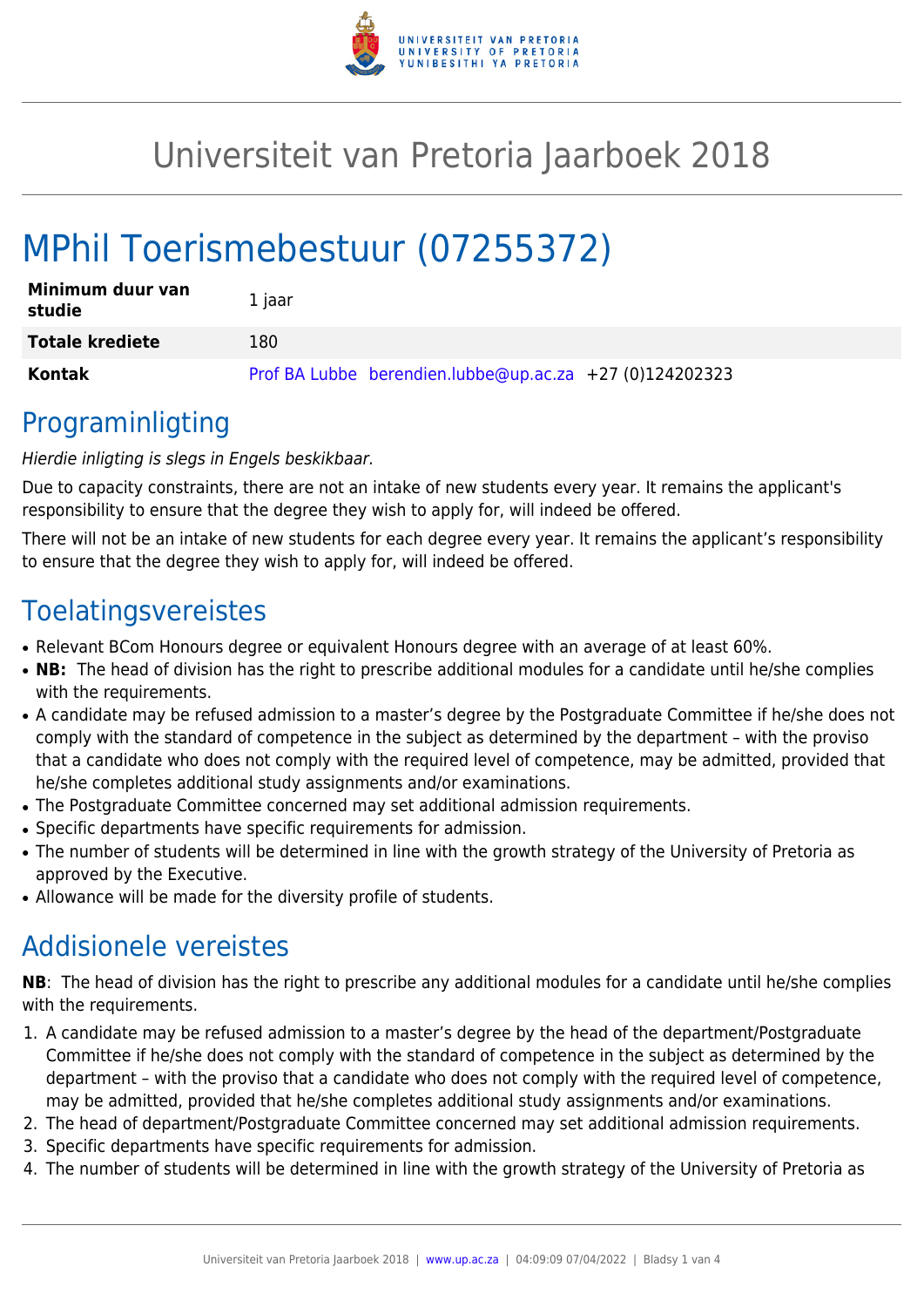# Universiteit van Pretoria Jaarboek 2018

# MPhil Toerismebestuur (07255372)

| Minimum duur van studie | 1 jaar |
| --- | --- |
| Totale krediete | 180 |
| Kontak | Prof BA Lubbe berendien.lubbe@up.ac.za +27 (0)124202323 |

## Programinligting

*Hierdie inligting is slegs in Engels beskikbaar.*

Due to capacity constraints, there are not an intake of new students every year. It remains the applicant's responsibility to ensure that the degree they wish to apply for, will indeed be offered.

There will not be an intake of new students for each degree every year. It remains the applicant's responsibility to ensure that the degree they wish to apply for, will indeed be offered.

## Toelatingsvereistes

- Relevant BCom Honours degree or equivalent Honours degree with an average of at least 60%.
- **NB:** The head of division has the right to prescribe additional modules for a candidate until he/she complies with the requirements.
- A candidate may be refused admission to a master's degree by the Postgraduate Committee if he/she does not comply with the standard of competence in the subject as determined by the department – with the proviso that a candidate who does not comply with the required level of competence, may be admitted, provided that he/she completes additional study assignments and/or examinations.
- The Postgraduate Committee concerned may set additional admission requirements.
- Specific departments have specific requirements for admission.
- The number of students will be determined in line with the growth strategy of the University of Pretoria as approved by the Executive.
- Allowance will be made for the diversity profile of students.

## Addisionele vereistes

**NB**: The head of division has the right to prescribe any additional modules for a candidate until he/she complies with the requirements.

1. A candidate may be refused admission to a master's degree by the head of the department/Postgraduate Committee if he/she does not comply with the standard of competence in the subject as determined by the department – with the proviso that a candidate who does not comply with the required level of competence, may be admitted, provided that he/she completes additional study assignments and/or examinations.
2. The head of department/Postgraduate Committee concerned may set additional admission requirements.
3. Specific departments have specific requirements for admission.
4. The number of students will be determined in line with the growth strategy of the University of Pretoria as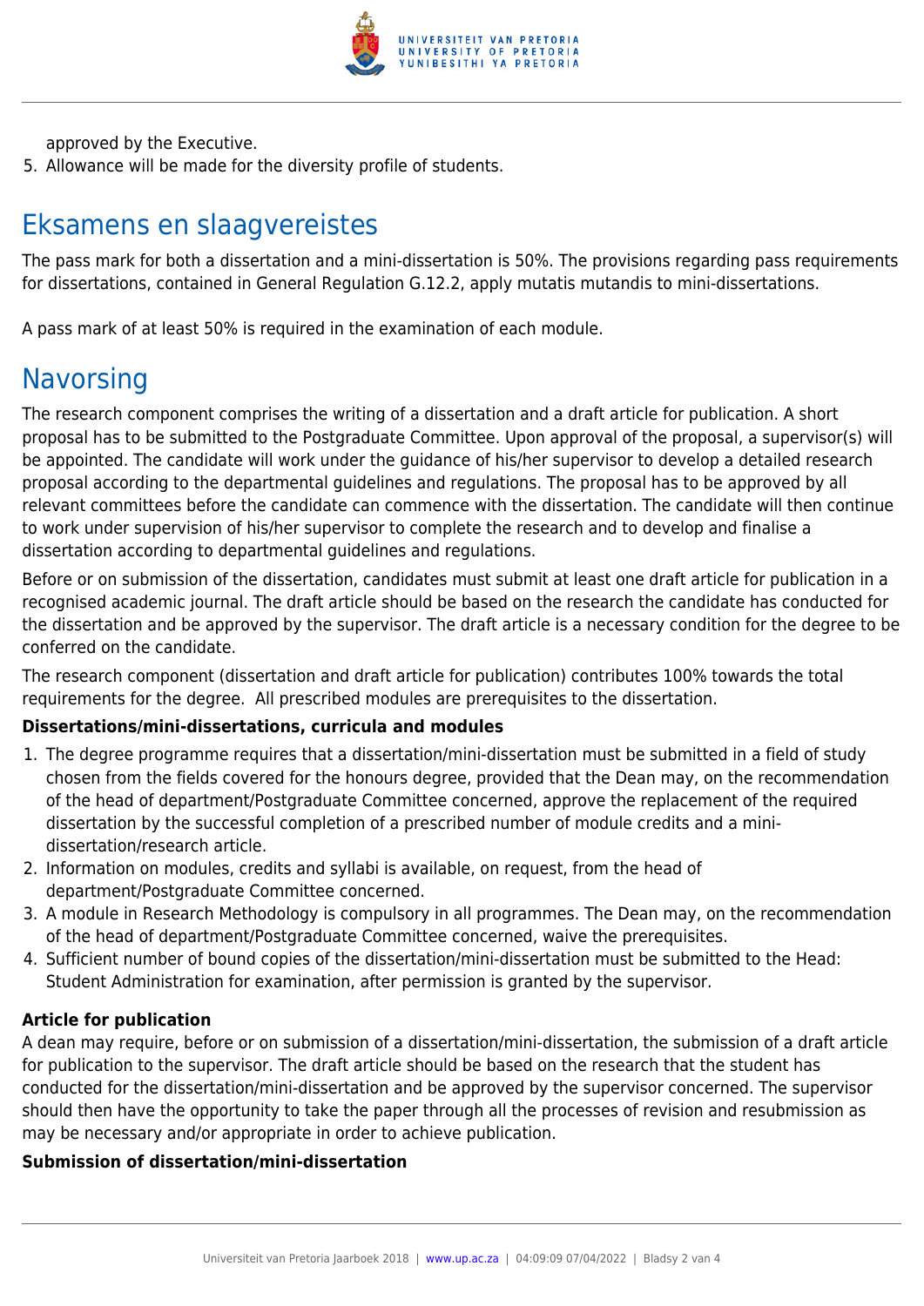approved by the Executive.

5. Allowance will be made for the diversity profile of students.

## Eksamens en slaagvereistes

The pass mark for both a dissertation and a mini-dissertation is 50%. The provisions regarding pass requirements for dissertations, contained in General Regulation G.12.2, apply mutatis mutandis to mini-dissertations.

A pass mark of at least 50% is required in the examination of each module.

## Navorsing

The research component comprises the writing of a dissertation and a draft article for publication. A short proposal has to be submitted to the Postgraduate Committee. Upon approval of the proposal, a supervisor(s) will be appointed. The candidate will work under the guidance of his/her supervisor to develop a detailed research proposal according to the departmental guidelines and regulations. The proposal has to be approved by all relevant committees before the candidate can commence with the dissertation. The candidate will then continue to work under supervision of his/her supervisor to complete the research and to develop and finalise a dissertation according to departmental guidelines and regulations.

Before or on submission of the dissertation, candidates must submit at least one draft article for publication in a recognised academic journal. The draft article should be based on the research the candidate has conducted for the dissertation and be approved by the supervisor. The draft article is a necessary condition for the degree to be conferred on the candidate.

The research component (dissertation and draft article for publication) contributes 100% towards the total requirements for the degree. All prescribed modules are prerequisites to the dissertation.

**Dissertations/mini-dissertations, curricula and modules**

1. The degree programme requires that a dissertation/mini-dissertation must be submitted in a field of study chosen from the fields covered for the honours degree, provided that the Dean may, on the recommendation of the head of department/Postgraduate Committee concerned, approve the replacement of the required dissertation by the successful completion of a prescribed number of module credits and a mini-dissertation/research article.
2. Information on modules, credits and syllabi is available, on request, from the head of department/Postgraduate Committee concerned.
3. A module in Research Methodology is compulsory in all programmes. The Dean may, on the recommendation of the head of department/Postgraduate Committee concerned, waive the prerequisites.
4. Sufficient number of bound copies of the dissertation/mini-dissertation must be submitted to the Head: Student Administration for examination, after permission is granted by the supervisor.

**Article for publication**

A dean may require, before or on submission of a dissertation/mini-dissertation, the submission of a draft article for publication to the supervisor. The draft article should be based on the research that the student has conducted for the dissertation/mini-dissertation and be approved by the supervisor concerned. The supervisor should then have the opportunity to take the paper through all the processes of revision and resubmission as may be necessary and/or appropriate in order to achieve publication.

**Submission of dissertation/mini-dissertation**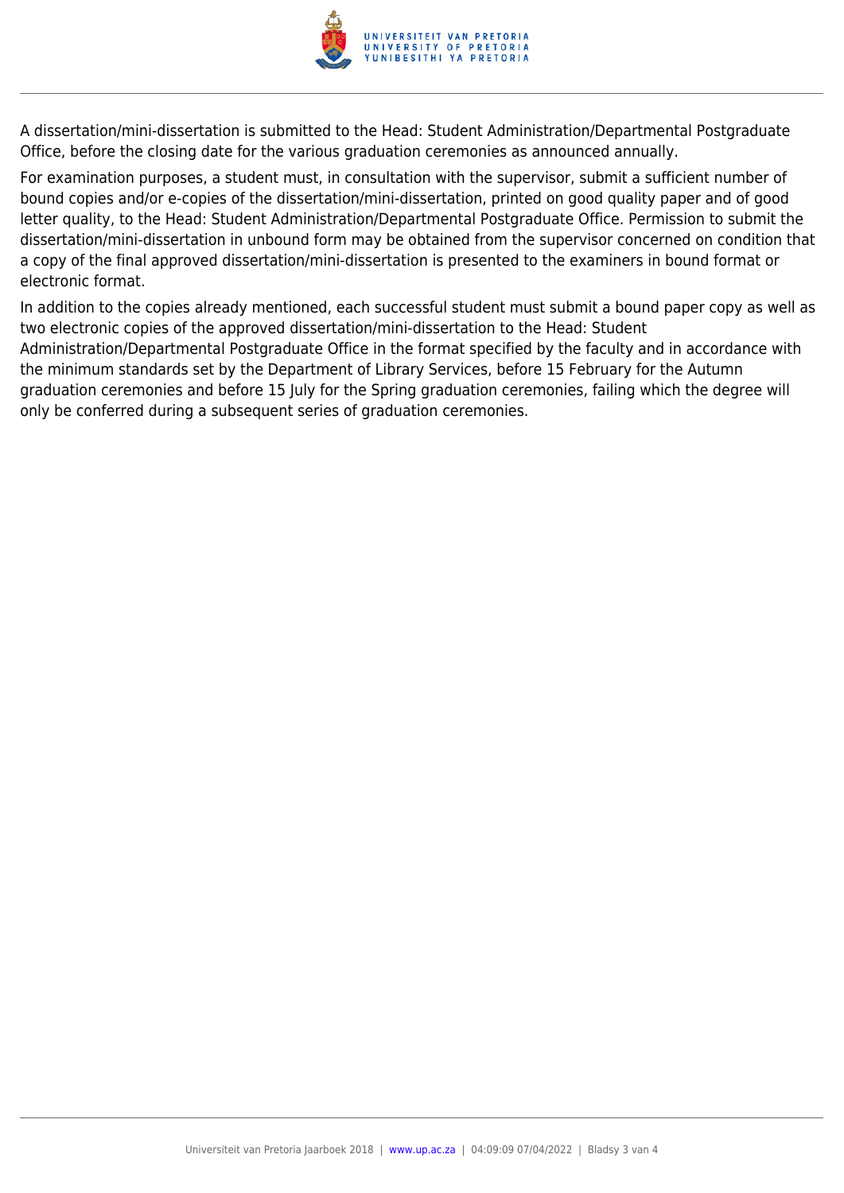A dissertation/mini-dissertation is submitted to the Head: Student Administration/Departmental Postgraduate Office, before the closing date for the various graduation ceremonies as announced annually.

For examination purposes, a student must, in consultation with the supervisor, submit a sufficient number of bound copies and/or e-copies of the dissertation/mini-dissertation, printed on good quality paper and of good letter quality, to the Head: Student Administration/Departmental Postgraduate Office. Permission to submit the dissertation/mini-dissertation in unbound form may be obtained from the supervisor concerned on condition that a copy of the final approved dissertation/mini-dissertation is presented to the examiners in bound format or electronic format.

In addition to the copies already mentioned, each successful student must submit a bound paper copy as well as two electronic copies of the approved dissertation/mini-dissertation to the Head: Student Administration/Departmental Postgraduate Office in the format specified by the faculty and in accordance with the minimum standards set by the Department of Library Services, before 15 February for the Autumn graduation ceremonies and before 15 July for the Spring graduation ceremonies, failing which the degree will only be conferred during a subsequent series of graduation ceremonies.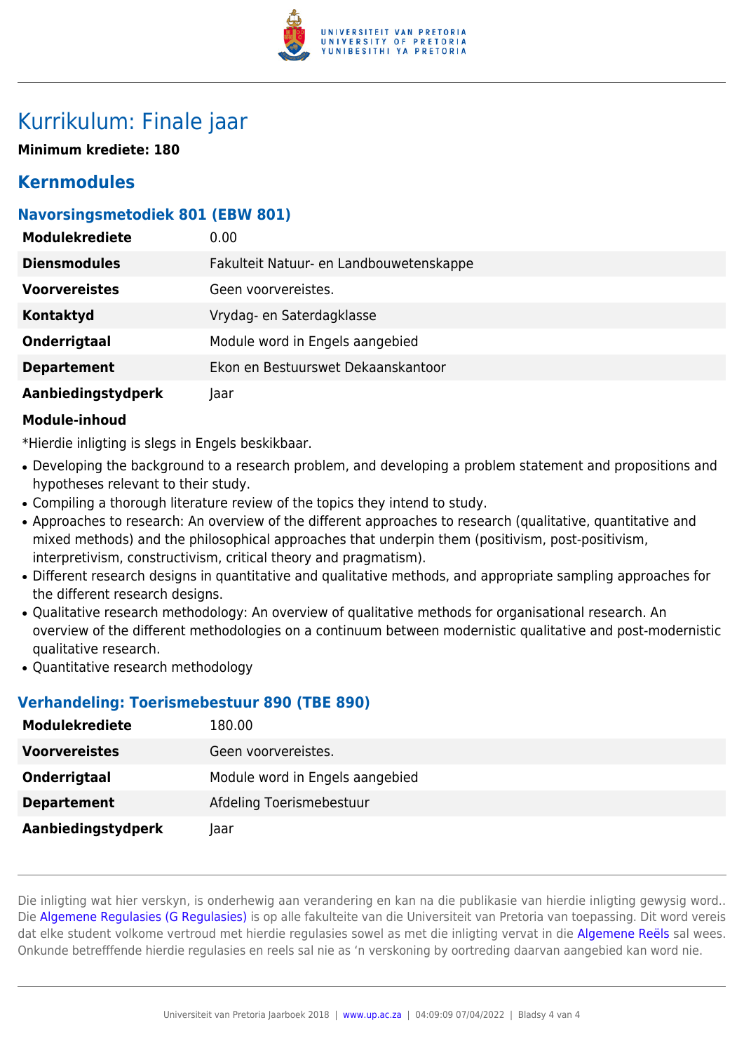# Kurrikulum: Finale jaar

**Minimum krediete: 180**

## Kernmodules

### Navorsingsmetodiek 801 (EBW 801)

| | |
|---|---|
| **Modulekrediete** | 0.00 |
| **Diensmodules** | Fakulteit Natuur- en Landbouwetenskappe |
| **Voorvereistes** | Geen voorvereistes. |
| **Kontaktyd** | Vrydag- en Saterdagklasse |
| **Onderrigtaal** | Module word in Engels aangebied |
| **Departement** | Ekon en Bestuurswet Dekaanskantoor |
| **Aanbiedingstydperk** | Jaar |

**Module-inhoud**

*Hierdie inligting is slegs in Engels beskikbaar.

- Developing the background to a research problem, and developing a problem statement and propositions and hypotheses relevant to their study.
- Compiling a thorough literature review of the topics they intend to study.
- Approaches to research: An overview of the different approaches to research (qualitative, quantitative and mixed methods) and the philosophical approaches that underpin them (positivism, post-positivism, interpretivism, constructivism, critical theory and pragmatism).
- Different research designs in quantitative and qualitative methods, and appropriate sampling approaches for the different research designs.
- Qualitative research methodology: An overview of qualitative methods for organisational research. An overview of the different methodologies on a continuum between modernistic qualitative and post-modernistic qualitative research.
- Quantitative research methodology

### Verhandeling: Toerismebestuur 890 (TBE 890)

| | |
|---|---|
| **Modulekrediete** | 180.00 |
| **Voorvereistes** | Geen voorvereistes. |
| **Onderrigtaal** | Module word in Engels aangebied |
| **Departement** | Afdeling Toerismebestuur |
| **Aanbiedingstydperk** | Jaar |

Die inligting wat hier verskyn, is onderhewig aan verandering en kan na die publikasie van hierdie inligting gewysig word.. Die Algemene Regulasies (G Regulasies) is op alle fakulteite van die Universiteit van Pretoria van toepassing. Dit word vereis dat elke student volkome vertroud met hierdie regulasies sowel as met die inligting vervat in die Algemene Reëls sal wees. Onkunde betreffende hierdie regulasies en reels sal nie as 'n verskoning by oortreding daarvan aangebied kan word nie.